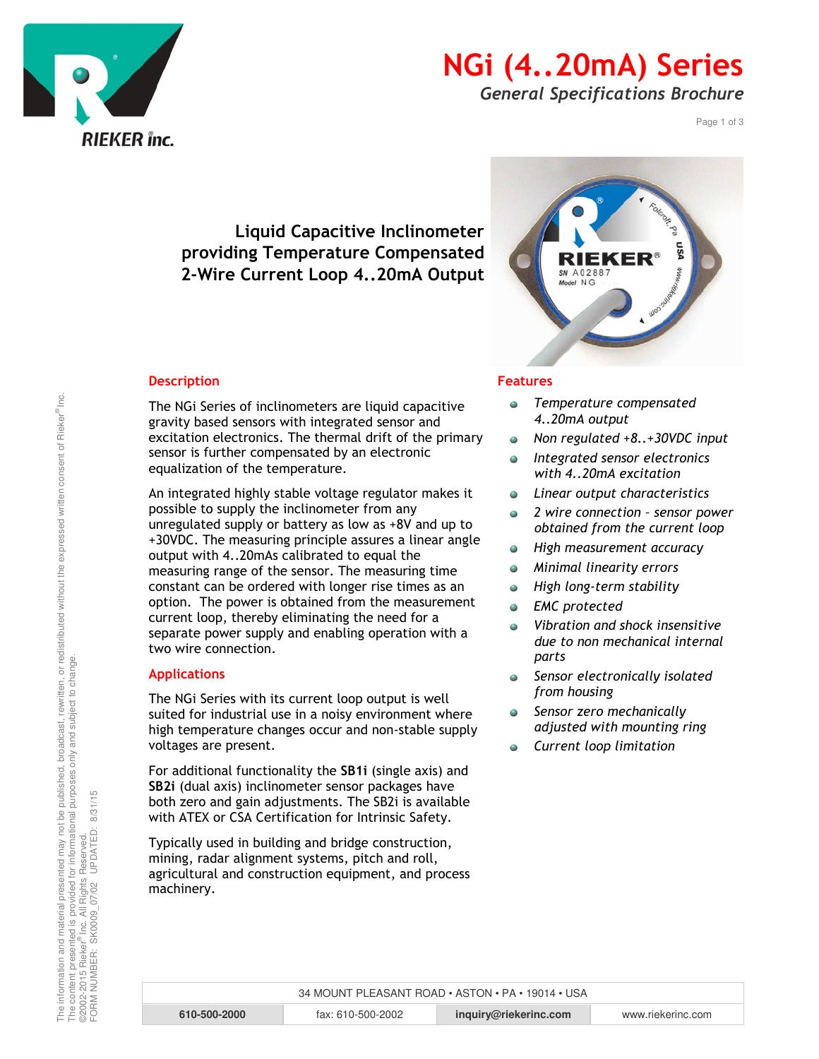# NGi (4..20mA) Series

*General Specifications Brochure*

## Liquid Capacitive Inclinometer providing Temperature Compensated 2-Wire Current Loop 4..20mA Output

### Description

The NGi Series of inclinometers are liquid capacitive gravity based sensors with integrated sensor and excitation electronics. The thermal drift of the primary sensor is further compensated by an electronic equalization of the temperature.

An integrated highly stable voltage regulator makes it possible to supply the inclinometer from any unregulated supply or battery as low as +8V and up to +30VDC. The measuring principle assures a linear angle output with 4..20mAs calibrated to equal the measuring range of the sensor. The measuring time constant can be ordered with longer rise times as an option. The power is obtained from the measurement current loop, thereby eliminating the need for a separate power supply and enabling operation with a two wire connection.

### Applications

The NGi Series with its current loop output is well suited for industrial use in a noisy environment where high temperature changes occur and non-stable supply voltages are present.

For additional functionality the **SB1i** (single axis) and **SB2i** (dual axis) inclinometer sensor packages have both zero and gain adjustments. The SB2i is available with ATEX or CSA Certification for Intrinsic Safety.

Typically used in building and bridge construction, mining, radar alignment systems, pitch and roll, agricultural and construction equipment, and process machinery.

### Features

- *Temperature compensated 4..20mA output*
- *Non regulated +8..+30VDC input*
- *Integrated sensor electronics with 4..20mA excitation*
- *Linear output characteristics*
- *2 wire connection – sensor power obtained from the current loop*
- *High measurement accuracy*
- *Minimal linearity errors*
- *High long-term stability*
- *EMC protected*
- *Vibration and shock insensitive due to non mechanical internal parts*
- *Sensor electronically isolated from housing*
- *Sensor zero mechanically adjusted with mounting ring*
- *Current loop limitation*

The information and material presented may not be published, broadcast, rewritten, or redistributed without the expressed written consent of Rieker® Inc.
The content presented is provided for informational purposes only and subject to change.
©2002-2015 Rieker® Inc. All Rights Reserved.
FORM NUMBER: SK0009_07/02 UPDATED: 8/31/15

34 MOUNT PLEASANT ROAD • ASTON • PA • 19014 • USA

| 610-500-2000 | fax: 610-500-2002 | inquiry@riekerinc.com | www.riekerinc.com |
|---|---|---|---|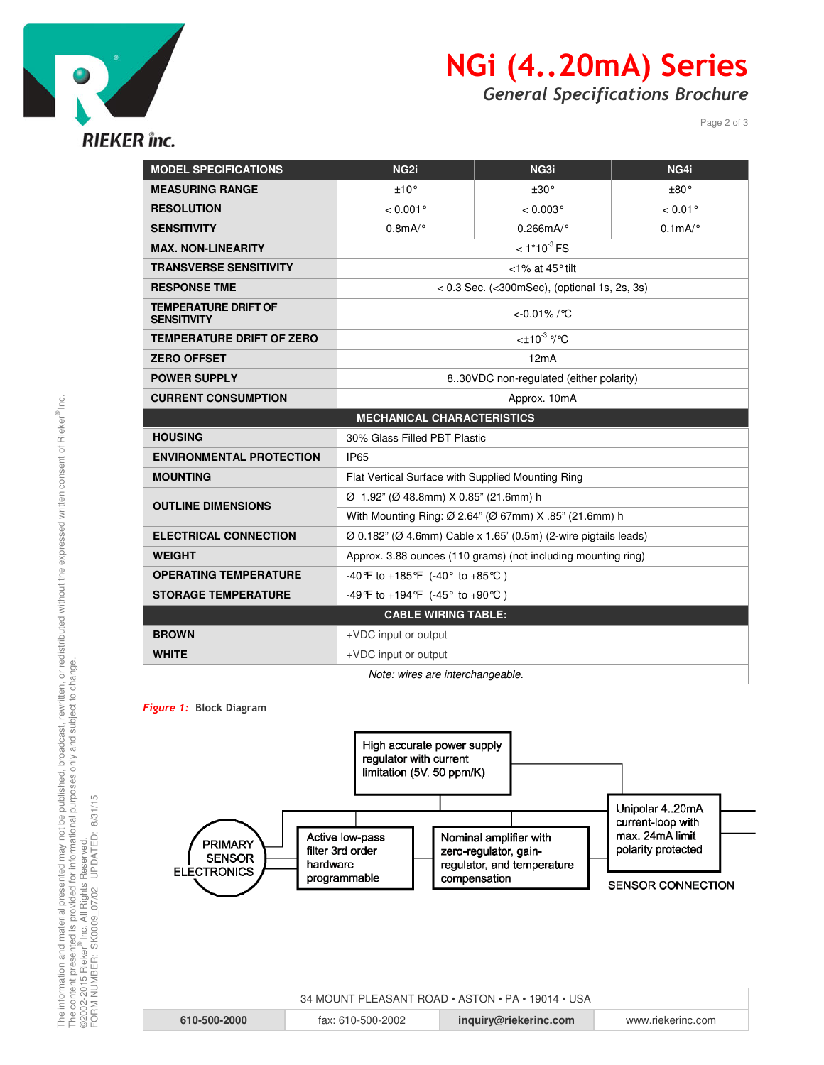| MODEL SPECIFICATIONS | NG2i | NG3i | NG4i |
|---|---|---|---|
| MEASURING RANGE | ±10° | ±30° | ±80° |
| RESOLUTION | < 0.001° | < 0.003° | < 0.01° |
| SENSITIVITY | 0.8mA/° | 0.266mA/° | 0.1mA/° |
| MAX. NON-LINEARITY | < $1*10^{-3}$ FS | | |
| TRANSVERSE SENSITIVITY | <1% at 45° tilt | | |
| RESPONSE TME | < 0.3 Sec. (<300mSec), (optional 1s, 2s, 3s) | | |
| TEMPERATURE DRIFT OF SENSITIVITY | <-0.01% /°C | | |
| TEMPERATURE DRIFT OF ZERO | <$\pm 10^{-3}$ °/°C | | |
| ZERO OFFSET | 12mA | | |
| POWER SUPPLY | 8..30VDC non-regulated (either polarity) | | |
| CURRENT CONSUMPTION | Approx. 10mA | | |
| **MECHANICAL CHARACTERISTICS** | | | |
| HOUSING | 30% Glass Filled PBT Plastic | | |
| ENVIRONMENTAL PROTECTION | IP65 | | |
| MOUNTING | Flat Vertical Surface with Supplied Mounting Ring | | |
| OUTLINE DIMENSIONS | Ø 1.92" (Ø 48.8mm) X 0.85" (21.6mm) h | | |
| | With Mounting Ring: Ø 2.64" (Ø 67mm) X .85" (21.6mm) h | | |
| ELECTRICAL CONNECTION | Ø 0.182" (Ø 4.6mm) Cable x 1.65' (0.5m) (2-wire pigtails leads) | | |
| WEIGHT | Approx. 3.88 ounces (110 grams) (not including mounting ring) | | |
| OPERATING TEMPERATURE | -40°F to +185°F (-40° to +85°C ) | | |
| STORAGE TEMPERATURE | -49°F to +194°F (-45° to +90°C ) | | |
| **CABLE WIRING TABLE:** | | | |
| BROWN | +VDC input or output | | |
| WHITE | +VDC input or output | | |
| *Note: wires are interchangeable.* | | | |

***Figure 1:*** **Block Diagram**

PRIMARY SENSOR ELECTRONICS → Active low-pass filter 3rd order hardware programmable → Nominal amplifier with zero-regulator, gain-regulator, and temperature compensation → Unipolar 4..20mA current-loop with max. 24mA limit polarity protected → SENSOR CONNECTION

High accurate power supply regulator with current limitation (5V, 50 ppm/K)

The information and material presented may not be published, broadcast, rewritten, or redistributed without the expressed written consent of Rieker® Inc.
The content presented is provided for informational purposes only and subject to change.
©2002-2015 Rieker® Inc. All Rights Reserved.
FORM NUMBER: SK0009_07/02 UPDATED: 8/31/15

34 MOUNT PLEASANT ROAD • ASTON • PA • 19014 • USA

610-500-2000 | fax: 610-500-2002 | inquiry@riekerinc.com | www.riekerinc.com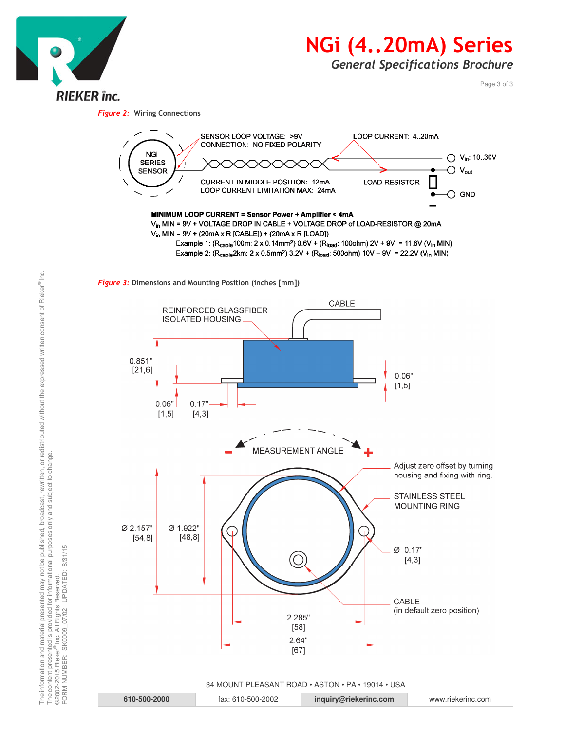*Figure 2:* Wiring Connections

NGi SERIES SENSOR

SENSOR LOOP VOLTAGE: >9V
CONNECTION: NO FIXED POLARITY

LOOP CURRENT: 4..20mA

$V_{in}$: 10..30V

$V_{out}$

CURRENT IN MIDDLE POSITION: 12mA
LOOP CURRENT LIMITATION MAX: 24mA

LOAD-RESISTOR

GND

**MINIMUM LOOP CURRENT = Sensor Power + Amplifier < 4mA**

$V_{in}$ MIN = 9V + VOLTAGE DROP IN CABLE + VOLTAGE DROP of LOAD-RESISTOR @ 20mA

$V_{in}$ MIN = 9V + (20mA x R [CABLE]) + (20mA x R [LOAD])

Example 1: ($R_{cable}$100m: 2 x 0.14mm$^2$) 0.6V + ($R_{load}$: 100ohm) 2V + 9V = 11.6V ($V_{in}$ MIN)

Example 2: ($R_{cable}$2km: 2 x 0.5mm$^2$) 3.2V + ($R_{load}$: 500ohm) 10V + 9V = 22.2V ($V_{in}$ MIN)

*Figure 3:* Dimensions and Mounting Position (inches [mm])

CABLE

REINFORCED GLASSFIBER
ISOLATED HOUSING

0.851"
[21,6]

0.06"
[1,5]

0.06"
[1,5]

0.17"
[4,3]

MEASUREMENT ANGLE

\-

\+

Adjust zero offset by turning housing and fixing with ring.

STAINLESS STEEL
MOUNTING RING

Ø 2.157"
[54,8]

Ø 1.922"
[48,8]

Ø 0.17"
[4,3]

CABLE
(in default zero position)

2.285"
[58]

2.64"
[67]

34 MOUNT PLEASANT ROAD • ASTON • PA • 19014 • USA

| | | | |
|---|---|---|---|
| **610-500-2000** | fax: 610-500-2002 | **inquiry@riekerinc.com** | www.riekerinc.com |

The information and material presented may not be published, broadcast, rewritten, or redistributed without the expressed written consent of Rieker® Inc.
The content presented is provided for informational purposes only and subject to change.
©2002-2015 Rieker® Inc. All Rights Reserved.
FORM NUMBER: SK0009_07/02 UPDATED: 8/31/15